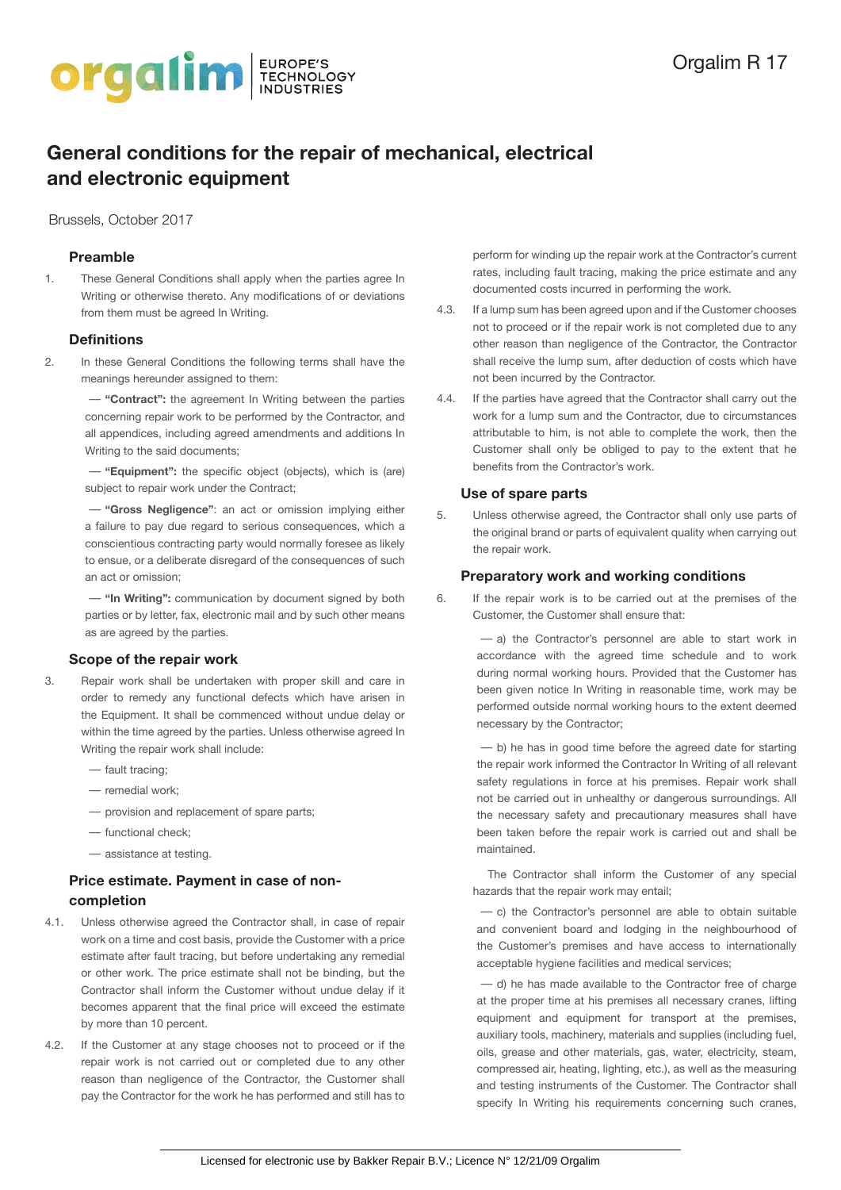Orgalim R 17

# General conditions for the repair of mechanical, electrical and electronic equipment

Brussels, October 2017

## Preamble

1. These General Conditions shall apply when the parties agree In Writing or otherwise thereto. Any modifications of or deviations from them must be agreed In Writing.

## Definitions

2. In these General Conditions the following terms shall have the meanings hereunder assigned to them:

— **"Contract":** the agreement In Writing between the parties concerning repair work to be performed by the Contractor, and all appendices, including agreed amendments and additions In Writing to the said documents;

— **"Equipment":** the specific object (objects), which is (are) subject to repair work under the Contract;

— **"Gross Negligence"**: an act or omission implying either a failure to pay due regard to serious consequences, which a conscientious contracting party would normally foresee as likely to ensue, or a deliberate disregard of the consequences of such an act or omission;

— **"In Writing":** communication by document signed by both parties or by letter, fax, electronic mail and by such other means as are agreed by the parties.

## Scope of the repair work

3. Repair work shall be undertaken with proper skill and care in order to remedy any functional defects which have arisen in the Equipment. It shall be commenced without undue delay or within the time agreed by the parties. Unless otherwise agreed In Writing the repair work shall include:

— fault tracing;

— remedial work;

— provision and replacement of spare parts;

— functional check;

— assistance at testing.

## Price estimate. Payment in case of non-completion

4.1. Unless otherwise agreed the Contractor shall, in case of repair work on a time and cost basis, provide the Customer with a price estimate after fault tracing, but before undertaking any remedial or other work. The price estimate shall not be binding, but the Contractor shall inform the Customer without undue delay if it becomes apparent that the final price will exceed the estimate by more than 10 percent.

4.2. If the Customer at any stage chooses not to proceed or if the repair work is not carried out or completed due to any other reason than negligence of the Contractor, the Customer shall pay the Contractor for the work he has performed and still has to perform for winding up the repair work at the Contractor's current rates, including fault tracing, making the price estimate and any documented costs incurred in performing the work.

4.3. If a lump sum has been agreed upon and if the Customer chooses not to proceed or if the repair work is not completed due to any other reason than negligence of the Contractor, the Contractor shall receive the lump sum, after deduction of costs which have not been incurred by the Contractor.

4.4. If the parties have agreed that the Contractor shall carry out the work for a lump sum and the Contractor, due to circumstances attributable to him, is not able to complete the work, then the Customer shall only be obliged to pay to the extent that he benefits from the Contractor's work.

## Use of spare parts

5. Unless otherwise agreed, the Contractor shall only use parts of the original brand or parts of equivalent quality when carrying out the repair work.

## Preparatory work and working conditions

6. If the repair work is to be carried out at the premises of the Customer, the Customer shall ensure that:

— a) the Contractor's personnel are able to start work in accordance with the agreed time schedule and to work during normal working hours. Provided that the Customer has been given notice In Writing in reasonable time, work may be performed outside normal working hours to the extent deemed necessary by the Contractor;

— b) he has in good time before the agreed date for starting the repair work informed the Contractor In Writing of all relevant safety regulations in force at his premises. Repair work shall not be carried out in unhealthy or dangerous surroundings. All the necessary safety and precautionary measures shall have been taken before the repair work is carried out and shall be maintained.

The Contractor shall inform the Customer of any special hazards that the repair work may entail;

— c) the Contractor's personnel are able to obtain suitable and convenient board and lodging in the neighbourhood of the Customer's premises and have access to internationally acceptable hygiene facilities and medical services;

— d) he has made available to the Contractor free of charge at the proper time at his premises all necessary cranes, lifting equipment and equipment for transport at the premises, auxiliary tools, machinery, materials and supplies (including fuel, oils, grease and other materials, gas, water, electricity, steam, compressed air, heating, lighting, etc.), as well as the measuring and testing instruments of the Customer. The Contractor shall specify In Writing his requirements concerning such cranes,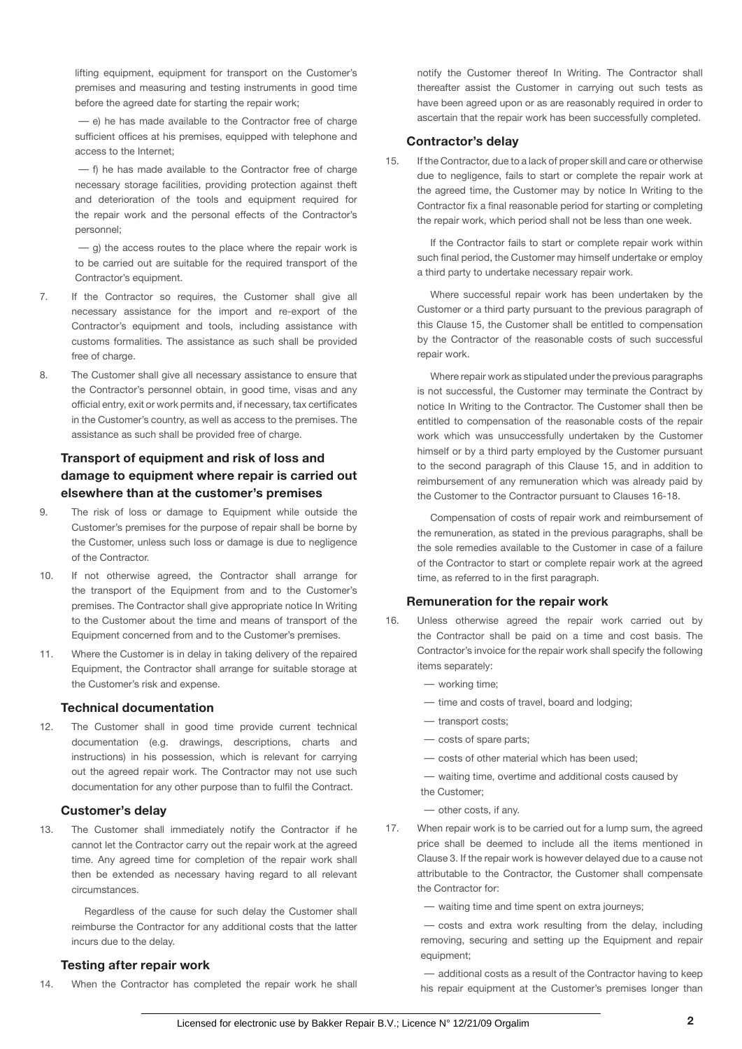lifting equipment, equipment for transport on the Customer's premises and measuring and testing instruments in good time before the agreed date for starting the repair work;

— e) he has made available to the Contractor free of charge sufficient offices at his premises, equipped with telephone and access to the Internet;

— f) he has made available to the Contractor free of charge necessary storage facilities, providing protection against theft and deterioration of the tools and equipment required for the repair work and the personal effects of the Contractor's personnel;

— g) the access routes to the place where the repair work is to be carried out are suitable for the required transport of the Contractor's equipment.

7. If the Contractor so requires, the Customer shall give all necessary assistance for the import and re-export of the Contractor's equipment and tools, including assistance with customs formalities. The assistance as such shall be provided free of charge.

8. The Customer shall give all necessary assistance to ensure that the Contractor's personnel obtain, in good time, visas and any official entry, exit or work permits and, if necessary, tax certificates in the Customer's country, as well as access to the premises. The assistance as such shall be provided free of charge.

## Transport of equipment and risk of loss and damage to equipment where repair is carried out elsewhere than at the customer's premises

9. The risk of loss or damage to Equipment while outside the Customer's premises for the purpose of repair shall be borne by the Customer, unless such loss or damage is due to negligence of the Contractor.

10. If not otherwise agreed, the Contractor shall arrange for the transport of the Equipment from and to the Customer's premises. The Contractor shall give appropriate notice In Writing to the Customer about the time and means of transport of the Equipment concerned from and to the Customer's premises.

11. Where the Customer is in delay in taking delivery of the repaired Equipment, the Contractor shall arrange for suitable storage at the Customer's risk and expense.

## Technical documentation

12. The Customer shall in good time provide current technical documentation (e.g. drawings, descriptions, charts and instructions) in his possession, which is relevant for carrying out the agreed repair work. The Contractor may not use such documentation for any other purpose than to fulfil the Contract.

## Customer's delay

13. The Customer shall immediately notify the Contractor if he cannot let the Contractor carry out the repair work at the agreed time. Any agreed time for completion of the repair work shall then be extended as necessary having regard to all relevant circumstances.

    Regardless of the cause for such delay the Customer shall reimburse the Contractor for any additional costs that the latter incurs due to the delay.

## Testing after repair work

14. When the Contractor has completed the repair work he shall notify the Customer thereof In Writing. The Contractor shall thereafter assist the Customer in carrying out such tests as have been agreed upon or as are reasonably required in order to ascertain that the repair work has been successfully completed.

## Contractor's delay

15. If the Contractor, due to a lack of proper skill and care or otherwise due to negligence, fails to start or complete the repair work at the agreed time, the Customer may by notice In Writing to the Contractor fix a final reasonable period for starting or completing the repair work, which period shall not be less than one week.

    If the Contractor fails to start or complete repair work within such final period, the Customer may himself undertake or employ a third party to undertake necessary repair work.

    Where successful repair work has been undertaken by the Customer or a third party pursuant to the previous paragraph of this Clause 15, the Customer shall be entitled to compensation by the Contractor of the reasonable costs of such successful repair work.

    Where repair work as stipulated under the previous paragraphs is not successful, the Customer may terminate the Contract by notice In Writing to the Contractor. The Customer shall then be entitled to compensation of the reasonable costs of the repair work which was unsuccessfully undertaken by the Customer himself or by a third party employed by the Customer pursuant to the second paragraph of this Clause 15, and in addition to reimbursement of any remuneration which was already paid by the Customer to the Contractor pursuant to Clauses 16-18.

    Compensation of costs of repair work and reimbursement of the remuneration, as stated in the previous paragraphs, shall be the sole remedies available to the Customer in case of a failure of the Contractor to start or complete repair work at the agreed time, as referred to in the first paragraph.

## Remuneration for the repair work

16. Unless otherwise agreed the repair work carried out by the Contractor shall be paid on a time and cost basis. The Contractor's invoice for the repair work shall specify the following items separately:

    — working time;

    — time and costs of travel, board and lodging;

    — transport costs;

    — costs of spare parts;

    — costs of other material which has been used;

    — waiting time, overtime and additional costs caused by the Customer;

    — other costs, if any.

17. When repair work is to be carried out for a lump sum, the agreed price shall be deemed to include all the items mentioned in Clause 3. If the repair work is however delayed due to a cause not attributable to the Contractor, the Customer shall compensate the Contractor for:

    — waiting time and time spent on extra journeys;

    — costs and extra work resulting from the delay, including removing, securing and setting up the Equipment and repair equipment;

    — additional costs as a result of the Contractor having to keep his repair equipment at the Customer's premises longer than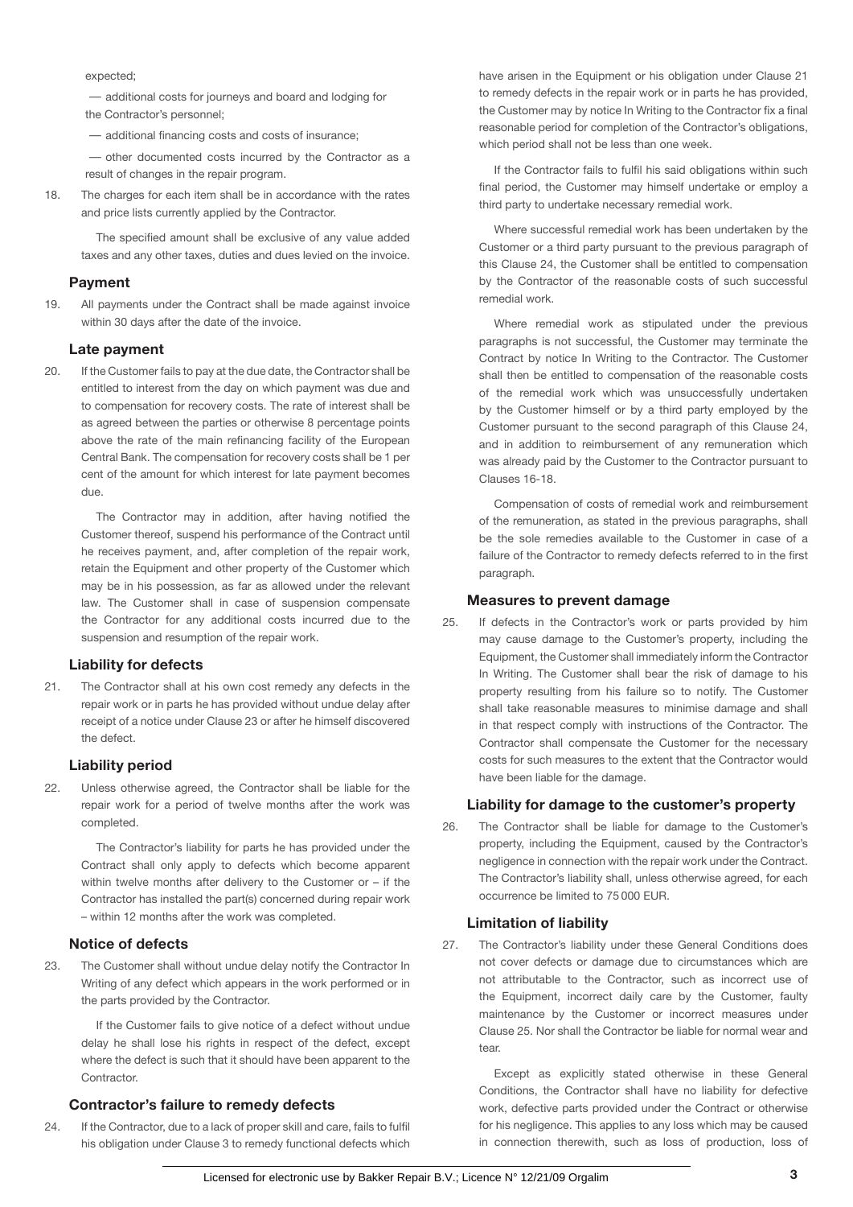expected;

— additional costs for journeys and board and lodging for the Contractor's personnel;

— additional financing costs and costs of insurance;

— other documented costs incurred by the Contractor as a result of changes in the repair program.

18. The charges for each item shall be in accordance with the rates and price lists currently applied by the Contractor.

    The specified amount shall be exclusive of any value added taxes and any other taxes, duties and dues levied on the invoice.

### Payment

19. All payments under the Contract shall be made against invoice within 30 days after the date of the invoice.

### Late payment

20. If the Customer fails to pay at the due date, the Contractor shall be entitled to interest from the day on which payment was due and to compensation for recovery costs. The rate of interest shall be as agreed between the parties or otherwise 8 percentage points above the rate of the main refinancing facility of the European Central Bank. The compensation for recovery costs shall be 1 per cent of the amount for which interest for late payment becomes due.

    The Contractor may in addition, after having notified the Customer thereof, suspend his performance of the Contract until he receives payment, and, after completion of the repair work, retain the Equipment and other property of the Customer which may be in his possession, as far as allowed under the relevant law. The Customer shall in case of suspension compensate the Contractor for any additional costs incurred due to the suspension and resumption of the repair work.

### Liability for defects

21. The Contractor shall at his own cost remedy any defects in the repair work or in parts he has provided without undue delay after receipt of a notice under Clause 23 or after he himself discovered the defect.

### Liability period

22. Unless otherwise agreed, the Contractor shall be liable for the repair work for a period of twelve months after the work was completed.

    The Contractor's liability for parts he has provided under the Contract shall only apply to defects which become apparent within twelve months after delivery to the Customer or – if the Contractor has installed the part(s) concerned during repair work – within 12 months after the work was completed.

### Notice of defects

23. The Customer shall without undue delay notify the Contractor In Writing of any defect which appears in the work performed or in the parts provided by the Contractor.

    If the Customer fails to give notice of a defect without undue delay he shall lose his rights in respect of the defect, except where the defect is such that it should have been apparent to the Contractor.

### Contractor's failure to remedy defects

24. If the Contractor, due to a lack of proper skill and care, fails to fulfil his obligation under Clause 3 to remedy functional defects which have arisen in the Equipment or his obligation under Clause 21 to remedy defects in the repair work or in parts he has provided, the Customer may by notice In Writing to the Contractor fix a final reasonable period for completion of the Contractor's obligations, which period shall not be less than one week.

    If the Contractor fails to fulfil his said obligations within such final period, the Customer may himself undertake or employ a third party to undertake necessary remedial work.

    Where successful remedial work has been undertaken by the Customer or a third party pursuant to the previous paragraph of this Clause 24, the Customer shall be entitled to compensation by the Contractor of the reasonable costs of such successful remedial work.

    Where remedial work as stipulated under the previous paragraphs is not successful, the Customer may terminate the Contract by notice In Writing to the Contractor. The Customer shall then be entitled to compensation of the reasonable costs of the remedial work which was unsuccessfully undertaken by the Customer himself or by a third party employed by the Customer pursuant to the second paragraph of this Clause 24, and in addition to reimbursement of any remuneration which was already paid by the Customer to the Contractor pursuant to Clauses 16-18.

    Compensation of costs of remedial work and reimbursement of the remuneration, as stated in the previous paragraphs, shall be the sole remedies available to the Customer in case of a failure of the Contractor to remedy defects referred to in the first paragraph.

### Measures to prevent damage

25. If defects in the Contractor's work or parts provided by him may cause damage to the Customer's property, including the Equipment, the Customer shall immediately inform the Contractor In Writing. The Customer shall bear the risk of damage to his property resulting from his failure so to notify. The Customer shall take reasonable measures to minimise damage and shall in that respect comply with instructions of the Contractor. The Contractor shall compensate the Customer for the necessary costs for such measures to the extent that the Contractor would have been liable for the damage.

### Liability for damage to the customer's property

26. The Contractor shall be liable for damage to the Customer's property, including the Equipment, caused by the Contractor's negligence in connection with the repair work under the Contract. The Contractor's liability shall, unless otherwise agreed, for each occurrence be limited to 75 000 EUR.

### Limitation of liability

27. The Contractor's liability under these General Conditions does not cover defects or damage due to circumstances which are not attributable to the Contractor, such as incorrect use of the Equipment, incorrect daily care by the Customer, faulty maintenance by the Customer or incorrect measures under Clause 25. Nor shall the Contractor be liable for normal wear and tear.

    Except as explicitly stated otherwise in these General Conditions, the Contractor shall have no liability for defective work, defective parts provided under the Contract or otherwise for his negligence. This applies to any loss which may be caused in connection therewith, such as loss of production, loss of

Licensed for electronic use by Bakker Repair B.V.; Licence N° 12/21/09 Orgalim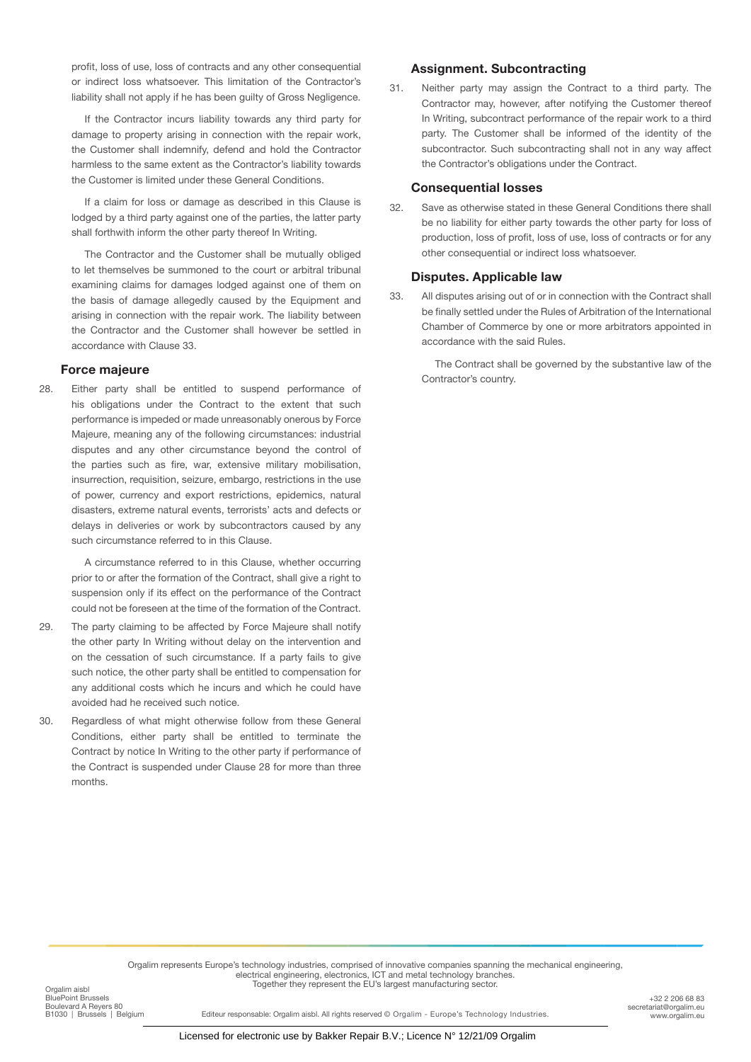profit, loss of use, loss of contracts and any other consequential or indirect loss whatsoever. This limitation of the Contractor's liability shall not apply if he has been guilty of Gross Negligence.

If the Contractor incurs liability towards any third party for damage to property arising in connection with the repair work, the Customer shall indemnify, defend and hold the Contractor harmless to the same extent as the Contractor's liability towards the Customer is limited under these General Conditions.

If a claim for loss or damage as described in this Clause is lodged by a third party against one of the parties, the latter party shall forthwith inform the other party thereof In Writing.

The Contractor and the Customer shall be mutually obliged to let themselves be summoned to the court or arbitral tribunal examining claims for damages lodged against one of them on the basis of damage allegedly caused by the Equipment and arising in connection with the repair work. The liability between the Contractor and the Customer shall however be settled in accordance with Clause 33.

### Force majeure

28. Either party shall be entitled to suspend performance of his obligations under the Contract to the extent that such performance is impeded or made unreasonably onerous by Force Majeure, meaning any of the following circumstances: industrial disputes and any other circumstance beyond the control of the parties such as fire, war, extensive military mobilisation, insurrection, requisition, seizure, embargo, restrictions in the use of power, currency and export restrictions, epidemics, natural disasters, extreme natural events, terrorists' acts and defects or delays in deliveries or work by subcontractors caused by any such circumstance referred to in this Clause.

    A circumstance referred to in this Clause, whether occurring prior to or after the formation of the Contract, shall give a right to suspension only if its effect on the performance of the Contract could not be foreseen at the time of the formation of the Contract.

29. The party claiming to be affected by Force Majeure shall notify the other party In Writing without delay on the intervention and on the cessation of such circumstance. If a party fails to give such notice, the other party shall be entitled to compensation for any additional costs which he incurs and which he could have avoided had he received such notice.

30. Regardless of what might otherwise follow from these General Conditions, either party shall be entitled to terminate the Contract by notice In Writing to the other party if performance of the Contract is suspended under Clause 28 for more than three months.

### Assignment. Subcontracting

31. Neither party may assign the Contract to a third party. The Contractor may, however, after notifying the Customer thereof In Writing, subcontract performance of the repair work to a third party. The Customer shall be informed of the identity of the subcontractor. Such subcontracting shall not in any way affect the Contractor's obligations under the Contract.

### Consequential losses

32. Save as otherwise stated in these General Conditions there shall be no liability for either party towards the other party for loss of production, loss of profit, loss of use, loss of contracts or for any other consequential or indirect loss whatsoever.

### Disputes. Applicable law

33. All disputes arising out of or in connection with the Contract shall be finally settled under the Rules of Arbitration of the International Chamber of Commerce by one or more arbitrators appointed in accordance with the said Rules.

    The Contract shall be governed by the substantive law of the Contractor's country.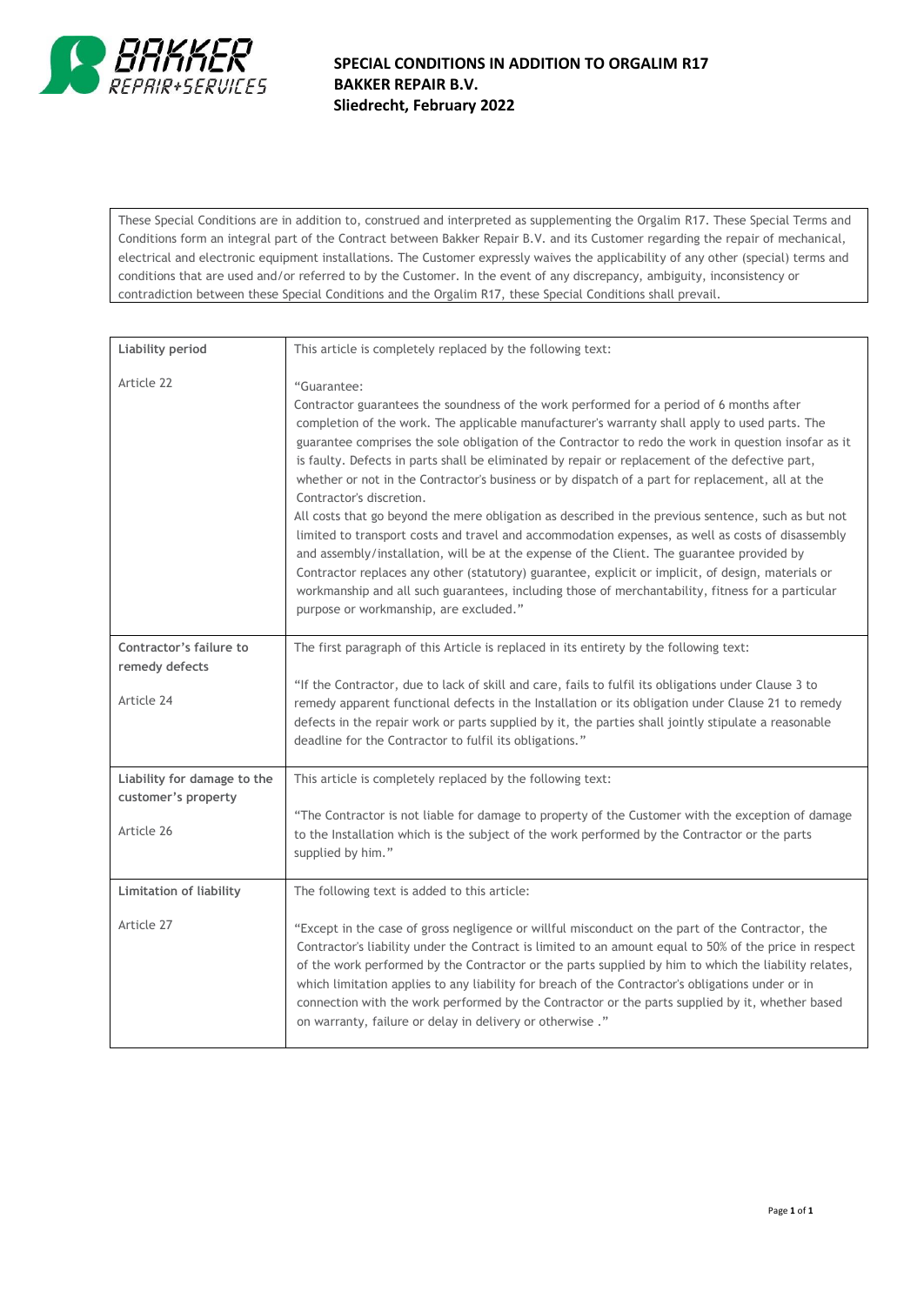# SPECIAL CONDITIONS IN ADDITION TO ORGALIM R17
**BAKKER REPAIR B.V.**
**Sliedrecht, February 2022**

These Special Conditions are in addition to, construed and interpreted as supplementing the Orgalim R17. These Special Terms and Conditions form an integral part of the Contract between Bakker Repair B.V. and its Customer regarding the repair of mechanical, electrical and electronic equipment installations. The Customer expressly waives the applicability of any other (special) terms and conditions that are used and/or referred to by the Customer. In the event of any discrepancy, ambiguity, inconsistency or contradiction between these Special Conditions and the Orgalim R17, these Special Conditions shall prevail.

| | |
|---|---|
| **Liability period**<br><br>Article 22 | This article is completely replaced by the following text:<br><br>"Guarantee:<br>Contractor guarantees the soundness of the work performed for a period of 6 months after completion of the work. The applicable manufacturer's warranty shall apply to used parts. The guarantee comprises the sole obligation of the Contractor to redo the work in question insofar as it is faulty. Defects in parts shall be eliminated by repair or replacement of the defective part, whether or not in the Contractor's business or by dispatch of a part for replacement, all at the Contractor's discretion.<br>All costs that go beyond the mere obligation as described in the previous sentence, such as but not limited to transport costs and travel and accommodation expenses, as well as costs of disassembly and assembly/installation, will be at the expense of the Client. The guarantee provided by Contractor replaces any other (statutory) guarantee, explicit or implicit, of design, materials or workmanship and all such guarantees, including those of merchantability, fitness for a particular purpose or workmanship, are excluded." |
| **Contractor's failure to remedy defects**<br><br>Article 24 | The first paragraph of this Article is replaced in its entirety by the following text:<br><br>"If the Contractor, due to lack of skill and care, fails to fulfil its obligations under Clause 3 to remedy apparent functional defects in the Installation or its obligation under Clause 21 to remedy defects in the repair work or parts supplied by it, the parties shall jointly stipulate a reasonable deadline for the Contractor to fulfil its obligations." |
| **Liability for damage to the customer's property**<br><br>Article 26 | This article is completely replaced by the following text:<br><br>"The Contractor is not liable for damage to property of the Customer with the exception of damage to the Installation which is the subject of the work performed by the Contractor or the parts supplied by him." |
| **Limitation of liability**<br><br>Article 27 | The following text is added to this article:<br><br>"Except in the case of gross negligence or willful misconduct on the part of the Contractor, the Contractor's liability under the Contract is limited to an amount equal to 50% of the price in respect of the work performed by the Contractor or the parts supplied by him to which the liability relates, which limitation applies to any liability for breach of the Contractor's obligations under or in connection with the work performed by the Contractor or the parts supplied by it, whether based on warranty, failure or delay in delivery or otherwise ." |